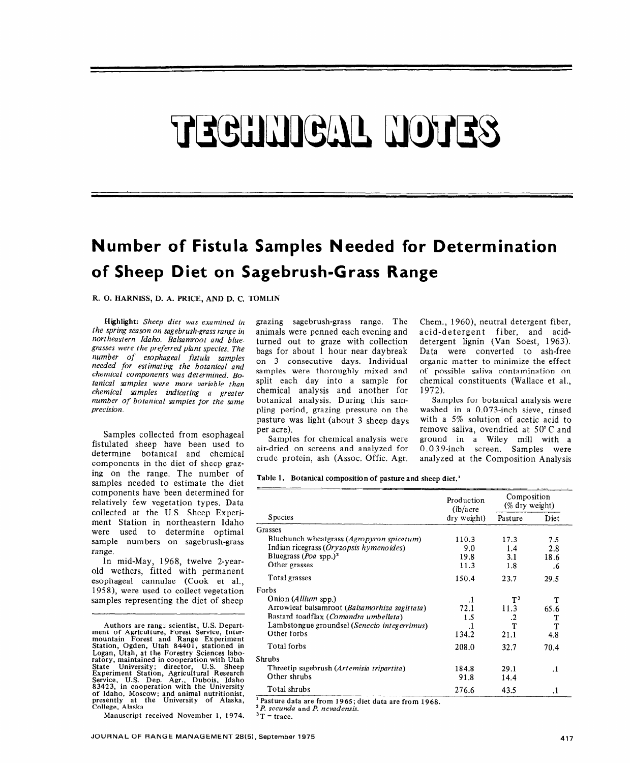# TECHNICAL NOTES

## Number of Fistula Samples Needed for Determination of Sheep Diet on Sagebrush-Grass Range

R. O. HARNISS, D. A. PRICE, AND D. C. TOMLIN

**Highlight:** *Sheep diet was examined in the spring season on sagebrush-grass range in northeastern Idaho. Balsamroot and bluegrasses were the preferred plant species. The number of esophageal fistula samples needed for estimating the botanical and chemical components was determined. Botanical samples were more variable than chemical samples indicating a greater number of botanical samples for the same precision.*

Samples collected from esophageal fistulated sheep have been used to determine botanical and chemical components in the diet of sheep grazing on the range. The number of samples needed to estimate the diet components have been determined for relatively few vegetation types. Data collected at the U.S. Sheep Experiment Station in northeastern Idaho were used to determine optimal sample numbers on sagebrush-grass range.

In mid-May, 1968, twelve 2-year-old wethers, fitted with permanent esophageal cannulae (Cook et al., 1958), were used to collect vegetation samples representing the diet of sheep grazing sagebrush-grass range. The animals were penned each evening and turned out to graze with collection bags for about 1 hour near daybreak on 3 consecutive days. Individual samples were thoroughly mixed and split each day into a sample for chemical analysis and another for botanical analysis. During this sampling period, grazing pressure on the pasture was light (about 3 sheep days per acre).

Samples for chemical analysis were air-dried on screens and analyzed for crude protein, ash (Assoc. Offic. Agr. Chem., 1960), neutral detergent fiber, acid-detergent fiber, and acid-detergent lignin (Van Soest, 1963). Data were converted to ash-free organic matter to minimize the effect of possible saliva contamination on chemical constituents (Wallace et al., 1972).

Samples for botanical analysis were washed in a 0.073-inch sieve, rinsed with a 5% solution of acetic acid to remove saliva, ovendried at 50°C and ground in a Wiley mill with a 0.039-inch screen. Samples were analyzed at the Composition Analysis

Authors are range scientist, U.S. Department of Agriculture, Forest Service, Intermountain Forest and Range Experiment Station, Ogden, Utah 84401, stationed in Logan, Utah, at the Forestry Sciences laboratory, maintained in cooperation with Utah State University; director, U.S. Sheep Experiment Station, Agricultural Research Service, U.S. Dep. Agr., Dubois, Idaho 83423, in cooperation with the University of Idaho, Moscow; and animal nutritionist, presently at the University of Alaska, College, Alaska.

Manuscript received November 1, 1974.

**Table 1. Botanical composition of pasture and sheep diet.**[1]

| Species | Production (lb/acre dry weight) | Composition (% dry weight) | |
|---|---|---|---|
| | | Pasture | Diet |
| Grasses | | | |
| Bluebunch wheatgrass (*Agropyron spicatum*) | 110.3 | 17.3 | 7.5 |
| Indian ricegrass (*Oryzopsis hymenoides*) | 9.0 | 1.4 | 2.8 |
| Bluegrass (*Poa* spp.)[2] | 19.8 | 3.1 | 18.6 |
| Other grasses | 11.3 | 1.8 | .6 |
| Total grasses | 150.4 | 23.7 | 29.5 |
| Forbs | | | |
| Onion (*Allium* spp.) | .1 | T[3] | T |
| Arrowleaf balsamroot (*Balsamorhiza sagittata*) | 72.1 | 11.3 | 65.6 |
| Bastard toadflax (*Comandra umbellata*) | 1.5 | .2 | T |
| Lambstongue groundsel (*Senecio integerrimus*) | .1 | T | T |
| Other forbs | 134.2 | 21.1 | 4.8 |
| Total forbs | 208.0 | 32.7 | 70.4 |
| Shrubs | | | |
| Threetip sagebrush (*Artemisia tripartita*) | 184.8 | 29.1 | .1 |
| Other shrubs | 91.8 | 14.4 | |
| Total shrubs | 276.6 | 43.5 | .1 |

[1] Pasture data are from 1965; diet data are from 1968.
[2] *P. secunda* and *P. nevadensis*.
[3] T = trace.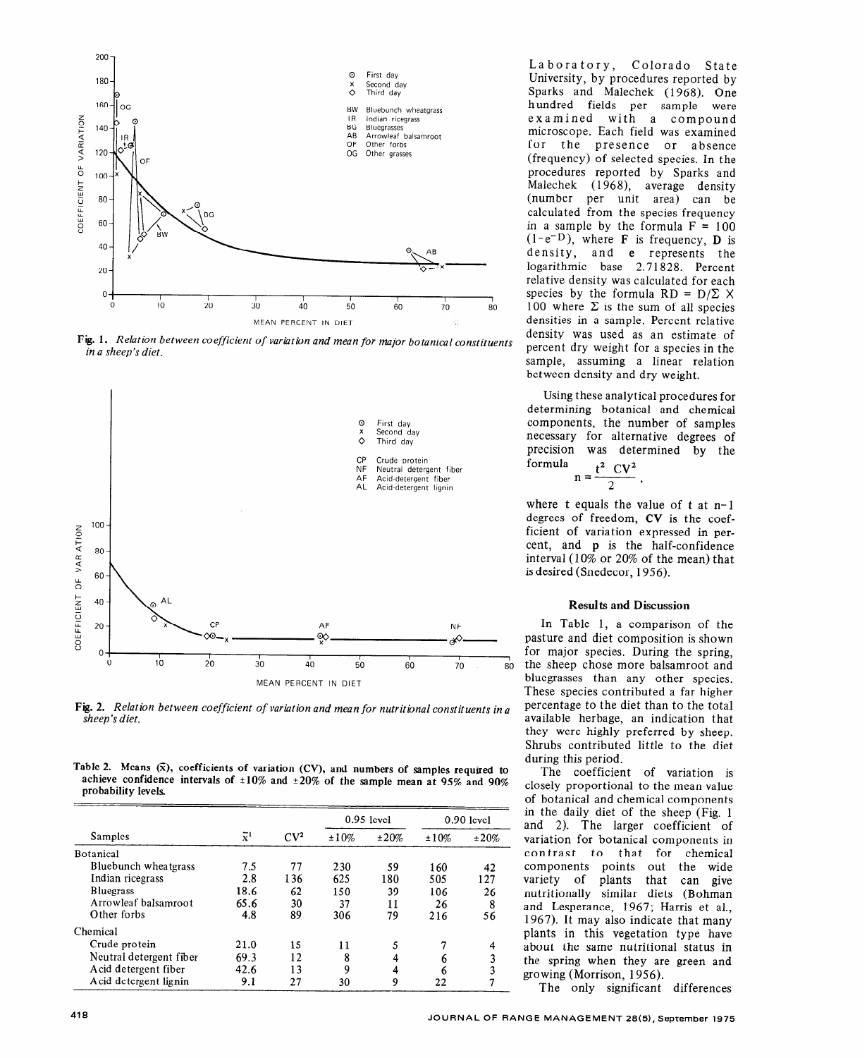Fig. 1. *Relation between coefficient of variation and mean for major botanical constituents in a sheep's diet.*

Fig. 2. *Relation between coefficient of variation and mean for nutritional constituents in a sheep's diet.*

Table 2. Means ($\bar{x}$), coefficients of variation (CV), and numbers of samples required to achieve confidence intervals of ±10% and ±20% of the sample mean at 95% and 90% probability levels.

| Samples | $\bar{x}$[1] | CV[2] | 0.95 level | | 0.90 level | |
|---|---|---|---|---|---|---|
| | | | ±10% | ±20% | ±10% | ±20% |
| Botanical | | | | | | |
| Bluebunch wheatgrass | 7.5 | 77 | 230 | 59 | 160 | 42 |
| Indian ricegrass | 2.8 | 136 | 625 | 180 | 505 | 127 |
| Bluegrass | 18.6 | 62 | 150 | 39 | 106 | 26 |
| Arrowleaf balsamroot | 65.6 | 30 | 37 | 11 | 26 | 8 |
| Other forbs | 4.8 | 89 | 306 | 79 | 216 | 56 |
| Chemical | | | | | | |
| Crude protein | 21.0 | 15 | 11 | 5 | 7 | 4 |
| Neutral detergent fiber | 69.3 | 12 | 8 | 4 | 6 | 3 |
| Acid detergent fiber | 42.6 | 13 | 9 | 4 | 6 | 3 |
| Acid detergent lignin | 9.1 | 27 | 30 | 9 | 22 | 7 |

Laboratory, Colorado State University, by procedures reported by Sparks and Malechek (1968). One hundred fields per sample were examined with a compound microscope. Each field was examined for the presence or absence (frequency) of selected species. In the procedures reported by Sparks and Malechek (1968), average density (number per unit area) can be calculated from the species frequency in a sample by the formula $F = 100 (1-e^{-D})$, where **F** is frequency, **D** is density, and **e** represents the logarithmic base 2.71828. Percent relative density was calculated for each species by the formula $RD = D/\Sigma \times 100$ where $\Sigma$ is the sum of all species densities in a sample. Percent relative density was used as an estimate of percent dry weight for a species in the sample, assuming a linear relation between density and dry weight.

Using these analytical procedures for determining botanical and chemical components, the number of samples necessary for alternative degrees of precision was determined by the formula

$$n = \frac{t^2\ CV^2}{2},$$

where t equals the value of t at n−1 degrees of freedom, **CV** is the coefficient of variation expressed in percent, and **p** is the half-confidence interval (10% or 20% of the mean) that is desired (Snedecor, 1956).

## Results and Discussion

In Table 1, a comparison of the pasture and diet composition is shown for major species. During the spring, the sheep chose more balsamroot and bluegrasses than any other species. These species contributed a far higher percentage to the diet than to the total available herbage, an indication that they were highly preferred by sheep. Shrubs contributed little to the diet during this period.

The coefficient of variation is closely proportional to the mean value of botanical and chemical components in the daily diet of the sheep (Fig. 1 and 2). The larger coefficient of variation for botanical components in contrast to that for chemical components points out the wide variety of plants that can give nutritionally similar diets (Bohman and Lesperance, 1967; Harris et al., 1967). It may also indicate that many plants in this vegetation type have about the same nutritional status in the spring when they are green and growing (Morrison, 1956).

The only significant differences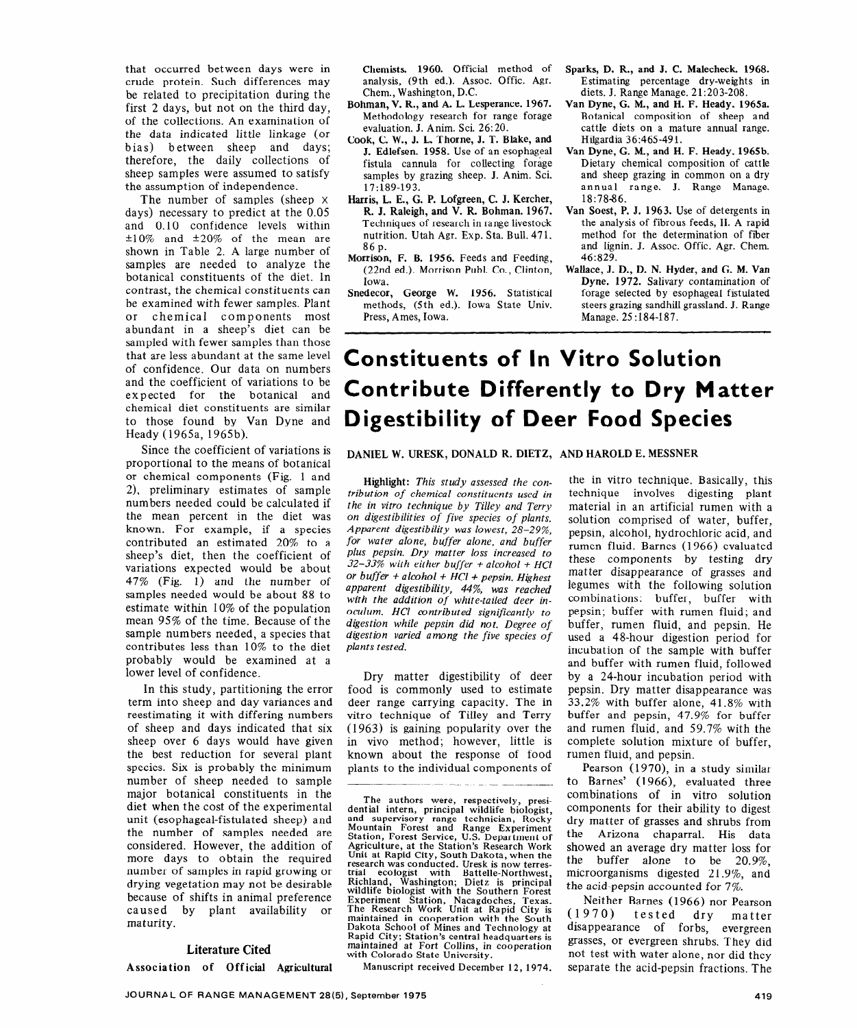that occurred between days were in crude protein. Such differences may be related to precipitation during the first 2 days, but not on the third day, of the collections. An examination of the data indicated little linkage (or bias) between sheep and days; therefore, the daily collections of sheep samples were assumed to satisfy the assumption of independence.

The number of samples (sheep × days) necessary to predict at the 0.05 and 0.10 confidence levels within ±10% and ±20% of the mean are shown in Table 2. A large number of samples are needed to analyze the botanical constituents of the diet. In contrast, the chemical constituents can be examined with fewer samples. Plant or chemical components most abundant in a sheep's diet can be sampled with fewer samples than those that are less abundant at the same level of confidence. Our data on numbers and the coefficient of variations to be expected for the botanical and chemical diet constituents are similar to those found by Van Dyne and Heady (1965a, 1965b).

Since the coefficient of variations is proportional to the means of botanical or chemical components (Fig. 1 and 2), preliminary estimates of sample numbers needed could be calculated if the mean percent in the diet was known. For example, if a species contributed an estimated 20% to a sheep's diet, then the coefficient of variations expected would be about 47% (Fig. 1) and the number of samples needed would be about 88 to estimate within 10% of the population mean 95% of the time. Because of the sample numbers needed, a species that contributes less than 10% to the diet probably would be examined at a lower level of confidence.

In this study, partitioning the error term into sheep and day variances and reestimating it with differing numbers of sheep and days indicated that six sheep over 6 days would have given the best reduction for several plant species. Six is probably the minimum number of sheep needed to sample major botanical constituents in the diet when the cost of the experimental unit (esophageal-fistulated sheep) and the number of samples needed are considered. However, the addition of more days to obtain the required number of samples in rapid growing or drying vegetation may not be desirable because of shifts in animal preference caused by plant availability or maturity.

## Literature Cited

**Association of Official Agricultural Chemists.** 1960. Official method of analysis, (9th ed.). Assoc. Offic. Agr. Chem., Washington, D.C.

**Bohman, V. R., and A. L. Lesperance.** 1967. Methodology research for range forage evaluation. J. Anim. Sci. 26:20.

**Cook, C. W., J. L. Thorne, J. T. Blake, and J. Edlefsen.** 1958. Use of an esophageal fistula cannula for collecting forage samples by grazing sheep. J. Anim. Sci. 17:189-193.

**Harris, L. E., G. P. Lofgreen, C. J. Kercher, R. J. Raleigh, and V. R. Bohman.** 1967. Techniques of research in range livestock nutrition. Utah Agr. Exp. Sta. Bull. 471. 86 p.

**Morrison, F. B.** 1956. Feeds and Feeding, (22nd ed.). Morrison Publ. Co., Clinton, Iowa.

**Snedecor, George W.** 1956. Statistical methods, (5th ed.). Iowa State Univ. Press, Ames, Iowa.

**Sparks, D. R., and J. C. Malecheck.** 1968. Estimating percentage dry-weights in diets. J. Range Manage. 21:203-208.

**Van Dyne, G. M., and H. F. Heady.** 1965a. Botanical composition of sheep and cattle diets on a mature annual range. Hilgardia 36:465-491.

**Van Dyne, G. M., and H. F. Heady.** 1965b. Dietary chemical composition of cattle and sheep grazing in common on a dry annual range. J. Range Manage. 18:78-86.

**Van Soest, P. J.** 1963. Use of detergents in the analysis of fibrous feeds, II. A rapid method for the determination of fiber and lignin. J. Assoc. Offic. Agr. Chem. 46:829.

**Wallace, J. D., D. N. Hyder, and G. M. Van Dyne.** 1972. Salivary contamination of forage selected by esophageal fistulated steers grazing sandhill grassland. J. Range Manage. 25:184-187.

# Constituents of In Vitro Solution Contribute Differently to Dry Matter Digestibility of Deer Food Species

DANIEL W. URESK, DONALD R. DIETZ, AND HAROLD E. MESSNER

**Highlight:** *This study assessed the contribution of chemical constituents used in the in vitro technique by Tilley and Terry on digestibilities of five species of plants. Apparent digestibility was lowest, 28–29%, for water alone, buffer alone, and buffer plus pepsin. Dry matter loss increased to 32–33% with either buffer + alcohol + HCl or buffer + alcohol + HCl + pepsin. Highest apparent digestibility, 44%, was reached with the addition of white-tailed deer inoculum. HCl contributed significantly to digestion while pepsin did not. Degree of digestion varied among the five species of plants tested.*

Dry matter digestibility of deer food is commonly used to estimate deer range carrying capacity. The in vitro technique of Tilley and Terry (1963) is gaining popularity over the in vivo method; however, little is known about the response of food plants to the individual components of the in vitro technique. Basically, this technique involves digesting plant material in an artificial rumen with a solution comprised of water, buffer, pepsin, alcohol, hydrochloric acid, and rumen fluid. Barnes (1966) evaluated these components by testing dry matter disappearance of grasses and legumes with the following solution combinations: buffer, buffer with pepsin; buffer with rumen fluid; and buffer, rumen fluid, and pepsin. He used a 48-hour digestion period for incubation of the sample with buffer and buffer with rumen fluid, followed by a 24-hour incubation period with pepsin. Dry matter disappearance was 33.2% with buffer alone, 41.8% with buffer and pepsin, 47.9% for buffer and rumen fluid, and 59.7% with the complete solution mixture of buffer, rumen fluid, and pepsin.

Pearson (1970), in a study similar to Barnes' (1966), evaluated three combinations of in vitro solution components for their ability to digest dry matter of grasses and shrubs from the Arizona chaparral. His data showed an average dry matter loss for the buffer alone to be 20.9%, microorganisms digested 21.9%, and the acid-pepsin accounted for 7%.

Neither Barnes (1966) nor Pearson (1970) tested dry matter disappearance of forbs, evergreen grasses, or evergreen shrubs. They did not test with water alone, nor did they separate the acid-pepsin fractions. The

The authors were, respectively, presidential intern, principal wildlife biologist, and supervisory range technician, Rocky Mountain Forest and Range Experiment Station, Forest Service, U.S. Department of Agriculture, at the Station's Research Work Unit at Rapid City, South Dakota, when the research was conducted. Uresk is now terrestrial ecologist with Battelle-Northwest, Richland, Washington; Dietz is principal wildlife biologist with the Southern Forest Experiment Station, Nacagdoches, Texas. The Research Work Unit at Rapid City is maintained in cooperation with the South Dakota School of Mines and Technology at Rapid City; Station's central headquarters is maintained at Fort Collins, in cooperation with Colorado State University.

Manuscript received December 12, 1974.